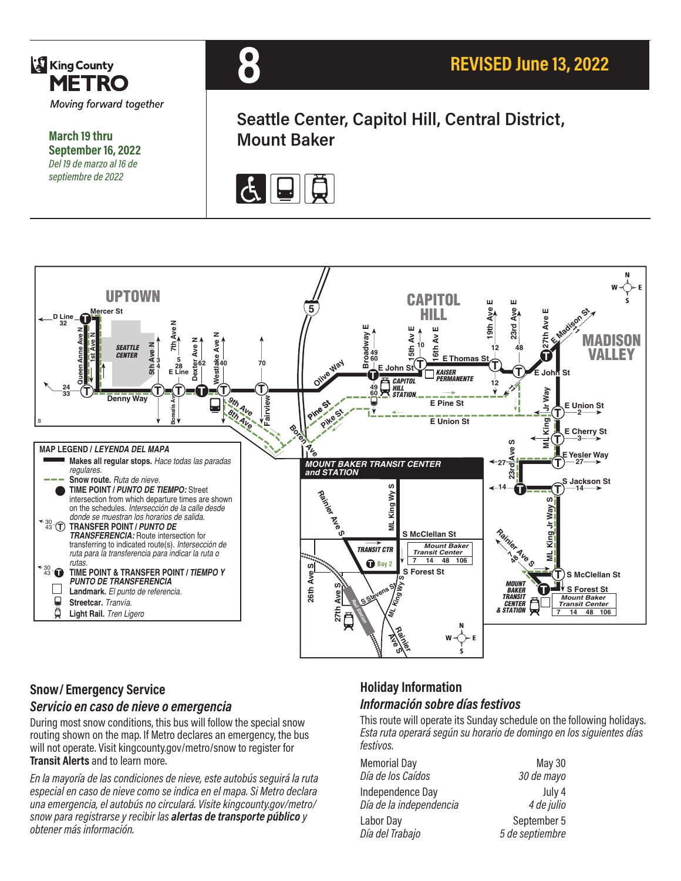King County METRO

*Moving forward together*

**March 19 thru September 16, 2022**

*Del 19 de marzo al 16 de septiembre de 2022*

# 8

**REVISED June 13, 2022**

## Seattle Center, Capitol Hill, Central District, Mount Baker

**MAP LEGEND / *LEYENDA DEL MAPA***

- **Makes all regular stops.** *Hace todas las paradas regulares.*
- **Snow route.** *Ruta de nieve.*
- **TIME POINT / *PUNTO DE TIEMPO:*** Street intersection from which departure times are shown on the schedules. *Intersección de la calle desde donde se muestran los horarios de salida.*
- **TRANSFER POINT / *PUNTO DE TRANSFERENCIA:*** Route intersection for transferring to indicated route(s). *Intersección de ruta para la transferencia para indicar la ruta o rutas.*
- **TIME POINT & TRANSFER POINT / *TIEMPO Y PUNTO DE TRANSFERENCIA***
- **Landmark.** *El punto de referencia.*
- **Streetcar.** *Tranvía.*
- **Light Rail.** *Tren Ligero*

## Snow / Emergency Service

### *Servicio en caso de nieve o emergencia*

During most snow conditions, this bus will follow the special snow routing shown on the map. If Metro declares an emergency, the bus will not operate. Visit kingcounty.gov/metro/snow to register for **Transit Alerts** and to learn more.

*En la mayoría de las condiciones de nieve, este autobús seguirá la ruta especial en caso de nieve como se indica en el mapa. Si Metro declara una emergencia, el autobús no circulará. Visite kingcounty.gov/metro/snow para registrarse y recibir las **alertas de transporte público** y obtener más información.*

## Holiday Information

### *Información sobre días festivos*

This route will operate its Sunday schedule on the following holidays.
*Esta ruta operará según su horario de domingo en los siguientes días festivos.*

| Holiday | Date |
|---|---|
| Memorial Day / *Día de los Caídos* | May 30 / *30 de mayo* |
| Independence Day / *Día de la independencia* | July 4 / *4 de julio* |
| Labor Day / *Día del Trabajo* | September 5 / *5 de septiembre* |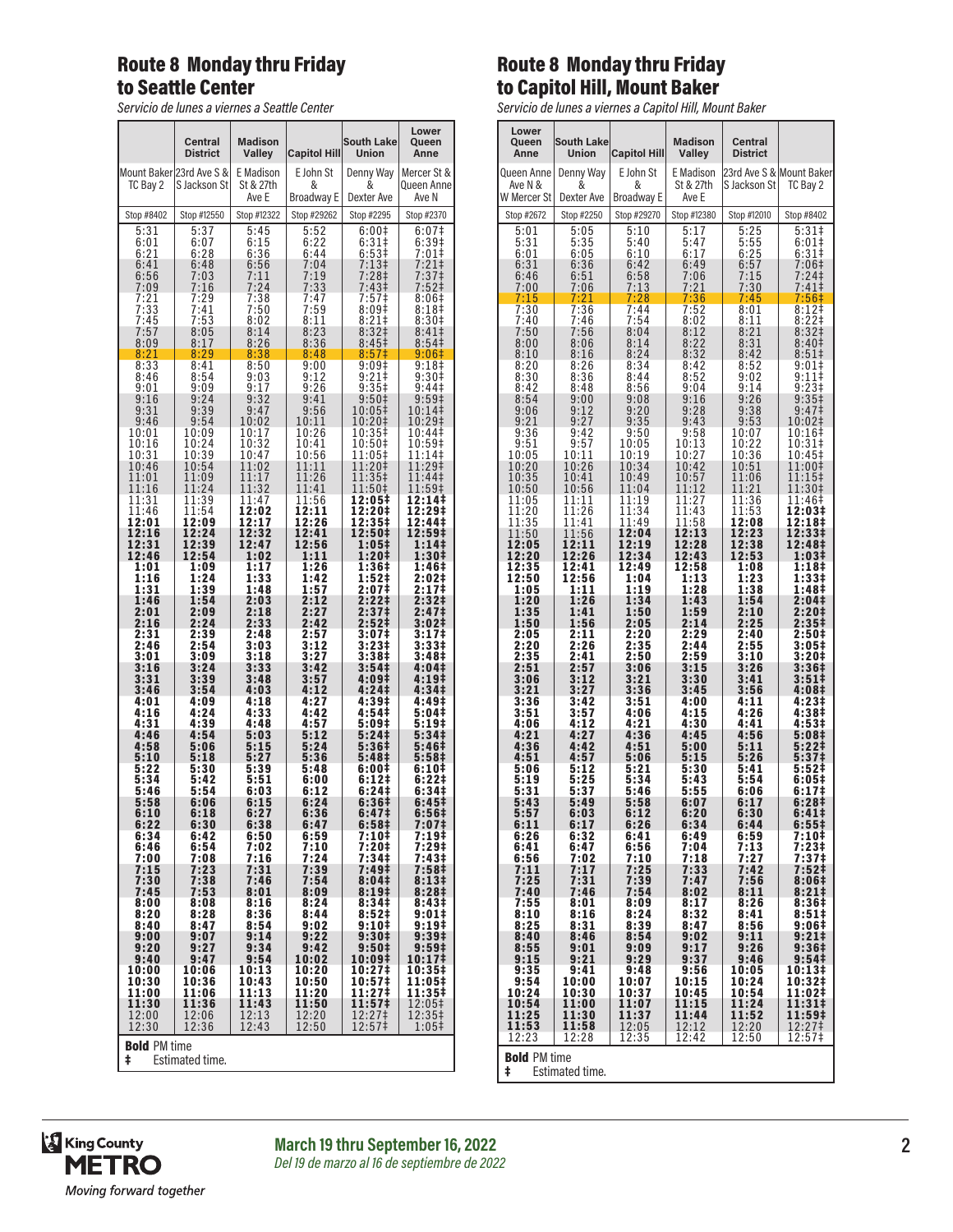## Route 8 Monday thru Friday to Seattle Center

*Servicio de lunes a viernes a Seattle Center*

| | Central District | Madison Valley | Capitol Hill | South Lake Union | Lower Queen Anne |
|---|---|---|---|---|---|
| Mount Baker TC Bay 2 | 23rd Ave S & S Jackson St | E Madison St & 27th Ave E | E John St & Broadway E | Denny Way & Dexter Ave | Mercer St & Queen Anne Ave N |
| Stop #8402 | Stop #12550 | Stop #12322 | Stop #29262 | Stop #2295 | Stop #2370 |
| 5:31 | 5:37 | 5:45 | 5:52 | 6:00‡ | 6:07‡ |
| 6:01 | 6:07 | 6:15 | 6:22 | 6:31‡ | 6:39‡ |
| 6:21 | 6:28 | 6:36 | 6:44 | 6:53‡ | 7:01‡ |
| 6:41 | 6:48 | 6:56 | 7:04 | 7:13‡ | 7:21‡ |
| 6:56 | 7:03 | 7:11 | 7:19 | 7:28‡ | 7:37‡ |
| 7:09 | 7:16 | 7:24 | 7:33 | 7:43‡ | 7:52‡ |
| 7:21 | 7:29 | 7:38 | 7:47 | 7:57‡ | 8:06‡ |
| 7:33 | 7:41 | 7:50 | 7:59 | 8:09‡ | 8:18‡ |
| 7:45 | 7:53 | 8:02 | 8:11 | 8:21‡ | 8:30‡ |
| 7:57 | 8:05 | 8:14 | 8:23 | 8:32‡ | 8:41‡ |
| 8:09 | 8:17 | 8:26 | 8:36 | 8:45‡ | 8:54‡ |
| 8:21 | 8:29 | 8:38 | 8:48 | 8:57‡ | 9:06‡ |
| 8:33 | 8:41 | 8:50 | 9:00 | 9:09‡ | 9:18‡ |
| 8:46 | 8:54 | 9:03 | 9:12 | 9:21‡ | 9:30‡ |
| 9:01 | 9:09 | 9:17 | 9:26 | 9:35‡ | 9:44‡ |
| 9:16 | 9:24 | 9:32 | 9:41 | 9:50‡ | 9:59‡ |
| 9:31 | 9:39 | 9:47 | 9:56 | 10:05‡ | 10:14‡ |
| 9:46 | 9:54 | 10:02 | 10:11 | 10:20‡ | 10:29‡ |
| 10:01 | 10:09 | 10:17 | 10:26 | 10:35‡ | 10:44‡ |
| 10:16 | 10:24 | 10:32 | 10:41 | 10:50‡ | 10:59‡ |
| 10:31 | 10:39 | 10:47 | 10:56 | 11:05‡ | 11:14‡ |
| 10:46 | 10:54 | 11:02 | 11:11 | 11:20‡ | 11:29‡ |
| 11:01 | 11:09 | 11:17 | 11:26 | 11:35‡ | 11:44‡ |
| 11:16 | 11:24 | 11:32 | 11:41 | 11:50‡ | 11:59‡ |
| 11:31 | 11:39 | 11:47 | 11:56 | **12:05‡** | **12:14‡** |
| 11:46 | 11:54 | **12:02** | **12:11** | **12:20‡** | **12:29‡** |
| **12:01** | **12:09** | **12:17** | **12:26** | **12:35‡** | **12:44‡** |
| **12:16** | **12:24** | **12:32** | **12:41** | **12:50‡** | **12:59‡** |
| **12:31** | **12:39** | **12:47** | **12:56** | **1:05‡** | **1:14‡** |
| **12:46** | **12:54** | **1:02** | **1:11** | **1:20‡** | **1:30‡** |
| **1:01** | **1:09** | **1:17** | **1:26** | **1:36‡** | **1:46‡** |
| **1:16** | **1:24** | **1:33** | **1:42** | **1:52‡** | **2:02‡** |
| **1:31** | **1:39** | **1:48** | **1:57** | **2:07‡** | **2:17‡** |
| **1:46** | **1:54** | **2:03** | **2:12** | **2:22‡** | **2:32‡** |
| **2:01** | **2:09** | **2:18** | **2:27** | **2:37‡** | **2:47‡** |
| **2:16** | **2:24** | **2:33** | **2:42** | **2:52‡** | **3:02‡** |
| **2:31** | **2:39** | **2:48** | **2:57** | **3:07‡** | **3:17‡** |
| **2:46** | **2:54** | **3:03** | **3:12** | **3:23‡** | **3:33‡** |
| **3:01** | **3:09** | **3:18** | **3:27** | **3:38‡** | **3:48‡** |
| **3:16** | **3:24** | **3:33** | **3:42** | **3:54‡** | **4:04‡** |
| **3:31** | **3:39** | **3:48** | **3:57** | **4:09‡** | **4:19‡** |
| **3:46** | **3:54** | **4:03** | **4:12** | **4:24‡** | **4:34‡** |
| **4:01** | **4:09** | **4:18** | **4:27** | **4:39‡** | **4:49‡** |
| **4:16** | **4:24** | **4:33** | **4:42** | **4:54‡** | **5:04‡** |
| **4:31** | **4:39** | **4:48** | **4:57** | **5:09‡** | **5:19‡** |
| **4:46** | **4:54** | **5:03** | **5:12** | **5:24‡** | **5:34‡** |
| **4:58** | **5:06** | **5:15** | **5:24** | **5:36‡** | **5:46‡** |
| **5:10** | **5:18** | **5:27** | **5:36** | **5:48‡** | **5:58‡** |
| **5:22** | **5:30** | **5:39** | **5:48** | **6:00‡** | **6:10‡** |
| **5:34** | **5:42** | **5:51** | **6:00** | **6:12‡** | **6:22‡** |
| **5:46** | **5:54** | **6:03** | **6:12** | **6:24‡** | **6:34‡** |
| **5:58** | **6:06** | **6:15** | **6:24** | **6:36‡** | **6:45‡** |
| **6:10** | **6:18** | **6:27** | **6:36** | **6:47‡** | **6:56‡** |
| **6:22** | **6:30** | **6:38** | **6:47** | **6:58‡** | **7:07‡** |
| **6:34** | **6:42** | **6:50** | **6:59** | **7:10‡** | **7:19‡** |
| **6:46** | **6:54** | **7:02** | **7:10** | **7:20‡** | **7:29‡** |
| **7:00** | **7:08** | **7:16** | **7:24** | **7:34‡** | **7:43‡** |
| **7:15** | **7:23** | **7:31** | **7:39** | **7:49‡** | **7:58‡** |
| **7:30** | **7:38** | **7:46** | **7:54** | **8:04‡** | **8:13‡** |
| **7:45** | **7:53** | **8:01** | **8:09** | **8:19‡** | **8:28‡** |
| **8:00** | **8:08** | **8:16** | **8:24** | **8:34‡** | **8:43‡** |
| **8:20** | **8:28** | **8:36** | **8:44** | **8:52‡** | **9:01‡** |
| **8:40** | **8:47** | **8:54** | **9:02** | **9:10‡** | **9:19‡** |
| **9:00** | **9:07** | **9:14** | **9:22** | **9:30‡** | **9:39‡** |
| **9:20** | **9:27** | **9:34** | **9:42** | **9:50‡** | **9:59‡** |
| **9:40** | **9:47** | **9:54** | **10:02** | **10:09‡** | **10:17‡** |
| **10:00** | **10:06** | **10:13** | **10:20** | **10:27‡** | **10:35‡** |
| **10:30** | **10:36** | **10:43** | **10:50** | **10:57‡** | **11:05‡** |
| **11:00** | **11:06** | **11:13** | **11:20** | **11:27‡** | **11:35‡** |
| **11:30** | **11:36** | **11:43** | **11:50** | **11:57‡** | 12:05‡ |
| 12:00 | 12:06 | 12:13 | 12:20 | 12:27‡ | 12:35‡ |
| 12:30 | 12:36 | 12:43 | 12:50 | 12:57‡ | 1:05‡ |

**Bold** PM time
‡ Estimated time.

## Route 8 Monday thru Friday to Capitol Hill, Mount Baker

*Servicio de lunes a viernes a Capitol Hill, Mount Baker*

| Lower Queen Anne | South Lake Union | Capitol Hill | Madison Valley | Central District | |
|---|---|---|---|---|---|
| Queen Anne Ave N & W Mercer St | Denny Way & Dexter Ave | E John St & Broadway E | E Madison St & 27th Ave E | 23rd Ave S & S Jackson St | Mount Baker TC Bay 2 |
| Stop #2672 | Stop #2250 | Stop #29270 | Stop #12380 | Stop #12010 | Stop #8402 |
| 5:01 | 5:05 | 5:10 | 5:17 | 5:25 | 5:31‡ |
| 5:31 | 5:35 | 5:40 | 5:47 | 5:55 | 6:01‡ |
| 6:01 | 6:05 | 6:10 | 6:17 | 6:25 | 6:31‡ |
| 6:31 | 6:36 | 6:42 | 6:49 | 6:57 | 7:06‡ |
| 6:46 | 6:51 | 6:58 | 7:06 | 7:15 | 7:24‡ |
| 7:00 | 7:06 | 7:13 | 7:21 | 7:30 | 7:41‡ |
| 7:15 | 7:21 | 7:28 | 7:36 | 7:45 | 7:56‡ |
| 7:30 | 7:36 | 7:44 | 7:52 | 8:01 | 8:12‡ |
| 7:40 | 7:46 | 7:54 | 8:02 | 8:11 | 8:22‡ |
| 7:50 | 7:56 | 8:04 | 8:12 | 8:21 | 8:32‡ |
| 8:00 | 8:06 | 8:14 | 8:22 | 8:31 | 8:40‡ |
| 8:10 | 8:16 | 8:24 | 8:32 | 8:42 | 8:51‡ |
| 8:20 | 8:26 | 8:34 | 8:42 | 8:52 | 9:01‡ |
| 8:30 | 8:36 | 8:44 | 8:52 | 9:02 | 9:11‡ |
| 8:42 | 8:48 | 8:56 | 9:04 | 9:14 | 9:23‡ |
| 8:54 | 9:00 | 9:08 | 9:16 | 9:26 | 9:35‡ |
| 9:06 | 9:12 | 9:20 | 9:28 | 9:38 | 9:47‡ |
| 9:21 | 9:27 | 9:35 | 9:43 | 9:53 | 10:02‡ |
| 9:36 | 9:42 | 9:50 | 9:58 | 10:07 | 10:16‡ |
| 9:51 | 9:57 | 10:05 | 10:13 | 10:22 | 10:31‡ |
| 10:05 | 10:11 | 10:19 | 10:27 | 10:36 | 10:45‡ |
| 10:20 | 10:26 | 10:34 | 10:42 | 10:51 | 11:00‡ |
| 10:35 | 10:41 | 10:49 | 10:57 | 11:06 | 11:15‡ |
| 10:50 | 10:56 | 11:04 | 11:12 | 11:21 | 11:30‡ |
| 11:05 | 11:11 | 11:19 | 11:27 | 11:36 | 11:46‡ |
| 11:20 | 11:26 | 11:34 | 11:43 | 11:53 | **12:03‡** |
| 11:35 | 11:41 | 11:49 | 11:58 | **12:08** | **12:18‡** |
| 11:50 | 11:56 | **12:04** | **12:13** | **12:23** | **12:33‡** |
| **12:05** | **12:11** | **12:19** | **12:28** | **12:38** | **12:48‡** |
| **12:20** | **12:26** | **12:34** | **12:43** | **12:53** | **1:03‡** |
| **12:35** | **12:41** | **12:49** | **12:58** | **1:08** | **1:18‡** |
| **12:50** | **12:56** | **1:04** | **1:13** | **1:23** | **1:33‡** |
| **1:05** | **1:11** | **1:19** | **1:28** | **1:38** | **1:48‡** |
| **1:20** | **1:26** | **1:34** | **1:43** | **1:54** | **2:04‡** |
| **1:35** | **1:41** | **1:50** | **1:59** | **2:10** | **2:20‡** |
| **1:50** | **1:56** | **2:05** | **2:14** | **2:25** | **2:35‡** |
| **2:05** | **2:11** | **2:20** | **2:29** | **2:40** | **2:50‡** |
| **2:20** | **2:26** | **2:35** | **2:44** | **2:55** | **3:05‡** |
| **2:35** | **2:41** | **2:50** | **2:59** | **3:10** | **3:20‡** |
| **2:51** | **2:57** | **3:06** | **3:15** | **3:26** | **3:36‡** |
| **3:06** | **3:12** | **3:21** | **3:30** | **3:41** | **3:51‡** |
| **3:21** | **3:27** | **3:36** | **3:45** | **3:56** | **4:08‡** |
| **3:36** | **3:42** | **3:51** | **4:00** | **4:11** | **4:23‡** |
| **3:51** | **3:57** | **4:06** | **4:15** | **4:26** | **4:38‡** |
| **4:06** | **4:12** | **4:21** | **4:30** | **4:41** | **4:53‡** |
| **4:21** | **4:27** | **4:36** | **4:45** | **4:56** | **5:08‡** |
| **4:36** | **4:42** | **4:51** | **5:00** | **5:11** | **5:22‡** |
| **4:51** | **4:57** | **5:06** | **5:15** | **5:26** | **5:37‡** |
| **5:06** | **5:12** | **5:21** | **5:30** | **5:41** | **5:52‡** |
| **5:19** | **5:25** | **5:34** | **5:43** | **5:54** | **6:05‡** |
| **5:31** | **5:37** | **5:46** | **5:55** | **6:06** | **6:17‡** |
| **5:43** | **5:49** | **5:58** | **6:07** | **6:17** | **6:28‡** |
| **5:57** | **6:03** | **6:12** | **6:20** | **6:30** | **6:41‡** |
| **6:11** | **6:17** | **6:26** | **6:34** | **6:44** | **6:55‡** |
| **6:26** | **6:32** | **6:41** | **6:49** | **6:59** | **7:10‡** |
| **6:41** | **6:47** | **6:56** | **7:04** | **7:13** | **7:23‡** |
| **6:56** | **7:02** | **7:10** | **7:18** | **7:27** | **7:37‡** |
| **7:11** | **7:17** | **7:25** | **7:33** | **7:42** | **7:52‡** |
| **7:25** | **7:31** | **7:39** | **7:47** | **7:56** | **8:06‡** |
| **7:40** | **7:46** | **7:54** | **8:02** | **8:11** | **8:21‡** |
| **7:55** | **8:01** | **8:09** | **8:17** | **8:26** | **8:36‡** |
| **8:10** | **8:16** | **8:24** | **8:32** | **8:41** | **8:51‡** |
| **8:25** | **8:31** | **8:39** | **8:47** | **8:56** | **9:06‡** |
| **8:40** | **8:46** | **8:54** | **9:02** | **9:11** | **9:21‡** |
| **8:55** | **9:01** | **9:09** | **9:17** | **9:26** | **9:36‡** |
| **9:15** | **9:21** | **9:29** | **9:37** | **9:46** | **9:54‡** |
| **9:35** | **9:41** | **9:48** | **9:56** | **10:05** | **10:13‡** |
| **9:54** | **10:00** | **10:07** | **10:15** | **10:24** | **10:32‡** |
| **10:24** | **10:30** | **10:37** | **10:45** | **10:54** | **11:02‡** |
| **10:54** | **11:00** | **11:07** | **11:15** | **11:24** | **11:31‡** |
| **11:25** | **11:30** | **11:37** | **11:44** | **11:52** | **11:59‡** |
| **11:53** | **11:58** | 12:05 | 12:12 | 12:20 | 12:27‡ |
| 12:23 | 12:28 | 12:35 | 12:42 | 12:50 | 12:57‡ |

**Bold** PM time
‡ Estimated time.

King County METRO
*Moving forward together*

**March 19 thru September 16, 2022**
*Del 19 de marzo al 16 de septiembre de 2022*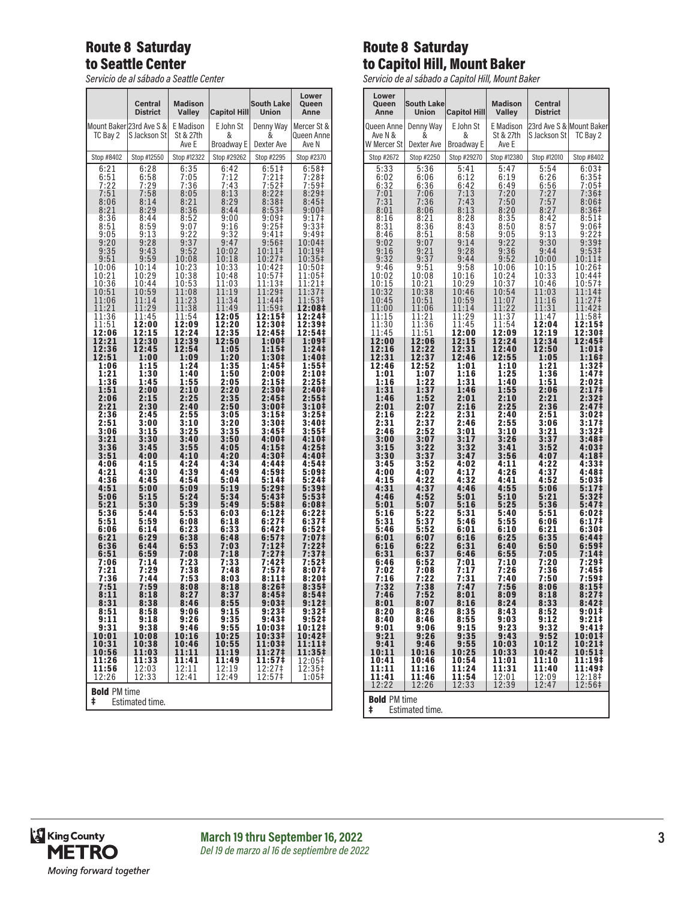## Route 8 Saturday to Seattle Center

*Servicio de al sábado a Seattle Center*

| | Central District | Madison Valley | Capitol Hill | South Lake Union | Lower Queen Anne |
|---|---|---|---|---|---|
| Mount Baker TC Bay 2 | 23rd Ave S & S Jackson St | E Madison St & 27th Ave E | E John St & Broadway E | Denny Way & Dexter Ave | Mercer St & Queen Anne Ave N |
| Stop #8402 | Stop #12550 | Stop #12322 | Stop #29262 | Stop #2295 | Stop #2370 |
| 6:21 | 6:28 | 6:35 | 6:42 | 6:51‡ | 6:58‡ |
| 6:51 | 6:58 | 7:05 | 7:12 | 7:21‡ | 7:28‡ |
| 7:22 | 7:29 | 7:36 | 7:43 | 7:52‡ | 7:59‡ |
| 7:51 | 7:58 | 8:05 | 8:13 | 8:22‡ | 8:29‡ |
| 8:06 | 8:14 | 8:21 | 8:29 | 8:38‡ | 8:45‡ |
| 8:21 | 8:29 | 8:36 | 8:44 | 8:53‡ | 9:00‡ |
| 8:36 | 8:44 | 8:52 | 9:00 | 9:09‡ | 9:17‡ |
| 8:51 | 8:59 | 9:07 | 9:16 | 9:25‡ | 9:33‡ |
| 9:05 | 9:13 | 9:22 | 9:32 | 9:41‡ | 9:49‡ |
| 9:20 | 9:28 | 9:37 | 9:47 | 9:56‡ | 10:04‡ |
| 9:35 | 9:43 | 9:52 | 10:02 | 10:11‡ | 10:19‡ |
| 9:51 | 9:59 | 10:08 | 10:18 | 10:27‡ | 10:35‡ |
| 10:06 | 10:14 | 10:23 | 10:33 | 10:42‡ | 10:50‡ |
| 10:21 | 10:29 | 10:38 | 10:48 | 10:57‡ | 11:05‡ |
| 10:36 | 10:44 | 10:53 | 11:03 | 11:13‡ | 11:21‡ |
| 10:51 | 10:59 | 11:08 | 11:19 | 11:29‡ | 11:37‡ |
| 11:06 | 11:14 | 11:23 | 11:34 | 11:44‡ | 11:53‡ |
| 11:21 | 11:29 | 11:38 | 11:49 | 11:59‡ | **12:08‡** |
| 11:36 | 11:45 | 11:54 | **12:05** | **12:15‡** | **12:24‡** |
| 11:51 | **12:00** | **12:09** | **12:20** | **12:30‡** | **12:39‡** |
| **12:06** | **12:15** | **12:24** | **12:35** | **12:45‡** | **12:54‡** |
| **12:21** | **12:30** | **12:39** | **12:50** | **1:00‡** | **1:09‡** |
| **12:36** | **12:45** | **12:54** | **1:05** | **1:15‡** | **1:24‡** |
| **12:51** | **1:00** | **1:09** | **1:20** | **1:30‡** | **1:40‡** |
| **1:06** | **1:15** | **1:24** | **1:35** | **1:45‡** | **1:55‡** |
| **1:21** | **1:30** | **1:40** | **1:50** | **2:00‡** | **2:10‡** |
| **1:36** | **1:45** | **1:55** | **2:05** | **2:15‡** | **2:25‡** |
| **1:51** | **2:00** | **2:10** | **2:20** | **2:30‡** | **2:40‡** |
| **2:06** | **2:15** | **2:25** | **2:35** | **2:45‡** | **2:55‡** |
| **2:21** | **2:30** | **2:40** | **2:50** | **3:00‡** | **3:10‡** |
| **2:36** | **2:45** | **2:55** | **3:05** | **3:15‡** | **3:25‡** |
| **2:51** | **3:00** | **3:10** | **3:20** | **3:30‡** | **3:40‡** |
| **3:06** | **3:15** | **3:25** | **3:35** | **3:45‡** | **3:55‡** |
| **3:21** | **3:30** | **3:40** | **3:50** | **4:00‡** | **4:10‡** |
| **3:36** | **3:45** | **3:55** | **4:05** | **4:15‡** | **4:25‡** |
| **3:51** | **4:00** | **4:10** | **4:20** | **4:30‡** | **4:40‡** |
| **4:06** | **4:15** | **4:24** | **4:34** | **4:44‡** | **4:54‡** |
| **4:21** | **4:30** | **4:39** | **4:49** | **4:59‡** | **5:09‡** |
| **4:36** | **4:45** | **4:54** | **5:04** | **5:14‡** | **5:24‡** |
| **4:51** | **5:00** | **5:09** | **5:19** | **5:29‡** | **5:39‡** |
| **5:06** | **5:15** | **5:24** | **5:34** | **5:43‡** | **5:53‡** |
| **5:21** | **5:30** | **5:39** | **5:49** | **5:58‡** | **6:08‡** |
| **5:36** | **5:44** | **5:53** | **6:03** | **6:12‡** | **6:22‡** |
| **5:51** | **5:59** | **6:08** | **6:18** | **6:27‡** | **6:37‡** |
| **6:06** | **6:14** | **6:23** | **6:33** | **6:42‡** | **6:52‡** |
| **6:21** | **6:29** | **6:38** | **6:48** | **6:57‡** | **7:07‡** |
| **6:36** | **6:44** | **6:53** | **7:03** | **7:12‡** | **7:22‡** |
| **6:51** | **6:59** | **7:08** | **7:18** | **7:27‡** | **7:37‡** |
| **7:06** | **7:14** | **7:23** | **7:33** | **7:42‡** | **7:52‡** |
| **7:21** | **7:29** | **7:38** | **7:48** | **7:57‡** | **8:07‡** |
| **7:36** | **7:44** | **7:53** | **8:03** | **8:11‡** | **8:20‡** |
| **7:51** | **7:59** | **8:08** | **8:18** | **8:26‡** | **8:35‡** |
| **8:11** | **8:18** | **8:27** | **8:37** | **8:45‡** | **8:54‡** |
| **8:31** | **8:38** | **8:46** | **8:55** | **9:03‡** | **9:12‡** |
| **8:51** | **8:58** | **9:06** | **9:15** | **9:23‡** | **9:32‡** |
| **9:11** | **9:18** | **9:26** | **9:35** | **9:43‡** | **9:52‡** |
| **9:31** | **9:38** | **9:46** | **9:55** | **10:03‡** | **10:12‡** |
| **10:01** | **10:08** | **10:16** | **10:25** | **10:33‡** | **10:42‡** |
| **10:31** | **10:38** | **10:46** | **10:55** | **11:03‡** | **11:11‡** |
| **10:56** | **11:03** | **11:11** | **11:19** | **11:27‡** | **11:35‡** |
| **11:26** | **11:33** | **11:41** | **11:49** | **11:57‡** | 12:05‡ |
| **11:56** | 12:03 | 12:11 | 12:19 | 12:27‡ | 12:35‡ |
| 12:26 | 12:33 | 12:41 | 12:49 | 12:57‡ | 1:05‡ |

**Bold** PM time
‡ Estimated time.

## Route 8 Saturday to Capitol Hill, Mount Baker

*Servicio de al sábado a Capitol Hill, Mount Baker*

| Lower Queen Anne | South Lake Union | Capitol Hill | Madison Valley | Central District | |
|---|---|---|---|---|---|
| Queen Anne Ave N & W Mercer St | Denny Way & Dexter Ave | E John St & Broadway E | E Madison St & 27th Ave E | 23rd Ave S & S Jackson St | Mount Baker TC Bay 2 |
| Stop #2672 | Stop #2250 | Stop #29270 | Stop #12380 | Stop #12010 | Stop #8402 |
| 5:33 | 5:36 | 5:41 | 5:47 | 5:54 | 6:03‡ |
| 6:02 | 6:06 | 6:12 | 6:19 | 6:26 | 6:35‡ |
| 6:32 | 6:36 | 6:42 | 6:49 | 6:56 | 7:05‡ |
| 7:01 | 7:06 | 7:13 | 7:20 | 7:27 | 7:36‡ |
| 7:31 | 7:36 | 7:43 | 7:50 | 7:57 | 8:06‡ |
| 8:01 | 8:06 | 8:13 | 8:20 | 8:27 | 8:36‡ |
| 8:16 | 8:21 | 8:28 | 8:35 | 8:42 | 8:51‡ |
| 8:31 | 8:36 | 8:43 | 8:50 | 8:57 | 9:06‡ |
| 8:46 | 8:51 | 8:58 | 9:05 | 9:13 | 9:22‡ |
| 9:02 | 9:07 | 9:14 | 9:22 | 9:30 | 9:39‡ |
| 9:16 | 9:21 | 9:28 | 9:36 | 9:44 | 9:53‡ |
| 9:32 | 9:37 | 9:44 | 9:52 | 10:00 | 10:11‡ |
| 9:46 | 9:51 | 9:58 | 10:06 | 10:15 | 10:26‡ |
| 10:02 | 10:08 | 10:16 | 10:24 | 10:33 | 10:44‡ |
| 10:15 | 10:21 | 10:29 | 10:37 | 10:46 | 10:57‡ |
| 10:32 | 10:38 | 10:46 | 10:54 | 11:03 | 11:14‡ |
| 10:45 | 10:51 | 10:59 | 11:07 | 11:16 | 11:27‡ |
| 11:00 | 11:06 | 11:14 | 11:22 | 11:31 | 11:42‡ |
| 11:15 | 11:21 | 11:29 | 11:37 | 11:47 | 11:58‡ |
| 11:30 | 11:36 | 11:45 | 11:54 | **12:04** | **12:15‡** |
| 11:45 | 11:51 | **12:00** | **12:09** | **12:19** | **12:30‡** |
| **12:00** | **12:06** | **12:15** | **12:24** | **12:34** | **12:45‡** |
| **12:16** | **12:22** | **12:31** | **12:40** | **12:50** | **1:01‡** |
| **12:31** | **12:37** | **12:46** | **12:55** | **1:05** | **1:16‡** |
| **12:46** | **12:52** | **1:01** | **1:10** | **1:21** | **1:32‡** |
| **1:01** | **1:07** | **1:16** | **1:25** | **1:36** | **1:47‡** |
| **1:16** | **1:22** | **1:31** | **1:40** | **1:51** | **2:02‡** |
| **1:31** | **1:37** | **1:46** | **1:55** | **2:06** | **2:17‡** |
| **1:46** | **1:52** | **2:01** | **2:10** | **2:21** | **2:32‡** |
| **2:01** | **2:07** | **2:16** | **2:25** | **2:36** | **2:47‡** |
| **2:16** | **2:22** | **2:31** | **2:40** | **2:51** | **3:02‡** |
| **2:31** | **2:37** | **2:46** | **2:55** | **3:06** | **3:17‡** |
| **2:46** | **2:52** | **3:01** | **3:10** | **3:21** | **3:32‡** |
| **3:00** | **3:07** | **3:17** | **3:26** | **3:37** | **3:48‡** |
| **3:15** | **3:22** | **3:32** | **3:41** | **3:52** | **4:03‡** |
| **3:30** | **3:37** | **3:47** | **3:56** | **4:07** | **4:18‡** |
| **3:45** | **3:52** | **4:02** | **4:11** | **4:22** | **4:33‡** |
| **4:00** | **4:07** | **4:17** | **4:26** | **4:37** | **4:48‡** |
| **4:15** | **4:22** | **4:32** | **4:41** | **4:52** | **5:03‡** |
| **4:31** | **4:37** | **4:46** | **4:55** | **5:06** | **5:17‡** |
| **4:46** | **4:52** | **5:01** | **5:10** | **5:21** | **5:32‡** |
| **5:01** | **5:07** | **5:16** | **5:25** | **5:36** | **5:47‡** |
| **5:16** | **5:22** | **5:31** | **5:40** | **5:51** | **6:02‡** |
| **5:31** | **5:37** | **5:46** | **5:55** | **6:06** | **6:17‡** |
| **5:46** | **5:52** | **6:01** | **6:10** | **6:21** | **6:30‡** |
| **6:01** | **6:07** | **6:16** | **6:25** | **6:35** | **6:44‡** |
| **6:16** | **6:22** | **6:31** | **6:40** | **6:50** | **6:59‡** |
| **6:31** | **6:37** | **6:46** | **6:55** | **7:05** | **7:14‡** |
| **6:46** | **6:52** | **7:01** | **7:10** | **7:20** | **7:29‡** |
| **7:02** | **7:08** | **7:17** | **7:26** | **7:36** | **7:45‡** |
| **7:16** | **7:22** | **7:31** | **7:40** | **7:50** | **7:59‡** |
| **7:32** | **7:38** | **7:47** | **7:56** | **8:06** | **8:15‡** |
| **7:46** | **7:52** | **8:01** | **8:09** | **8:18** | **8:27‡** |
| **8:01** | **8:07** | **8:16** | **8:24** | **8:33** | **8:42‡** |
| **8:20** | **8:26** | **8:35** | **8:43** | **8:52** | **9:01‡** |
| **8:40** | **8:46** | **8:55** | **9:03** | **9:12** | **9:21‡** |
| **9:01** | **9:06** | **9:15** | **9:23** | **9:32** | **9:41‡** |
| **9:21** | **9:26** | **9:35** | **9:43** | **9:52** | **10:01‡** |
| **9:41** | **9:46** | **9:55** | **10:03** | **10:12** | **10:21‡** |
| **10:11** | **10:16** | **10:25** | **10:33** | **10:42** | **10:51‡** |
| **10:41** | **10:46** | **10:54** | **11:01** | **11:10** | **11:19‡** |
| **11:11** | **11:16** | **11:24** | **11:31** | **11:40** | **11:49‡** |
| **11:41** | **11:46** | **11:54** | 12:01 | 12:09 | 12:18‡ |
| 12:22 | 12:26 | 12:33 | 12:39 | 12:47 | 12:56‡ |

**Bold** PM time
‡ Estimated time.

**March 19 thru September 16, 2022**
*Del 19 de marzo al 16 de septiembre de 2022*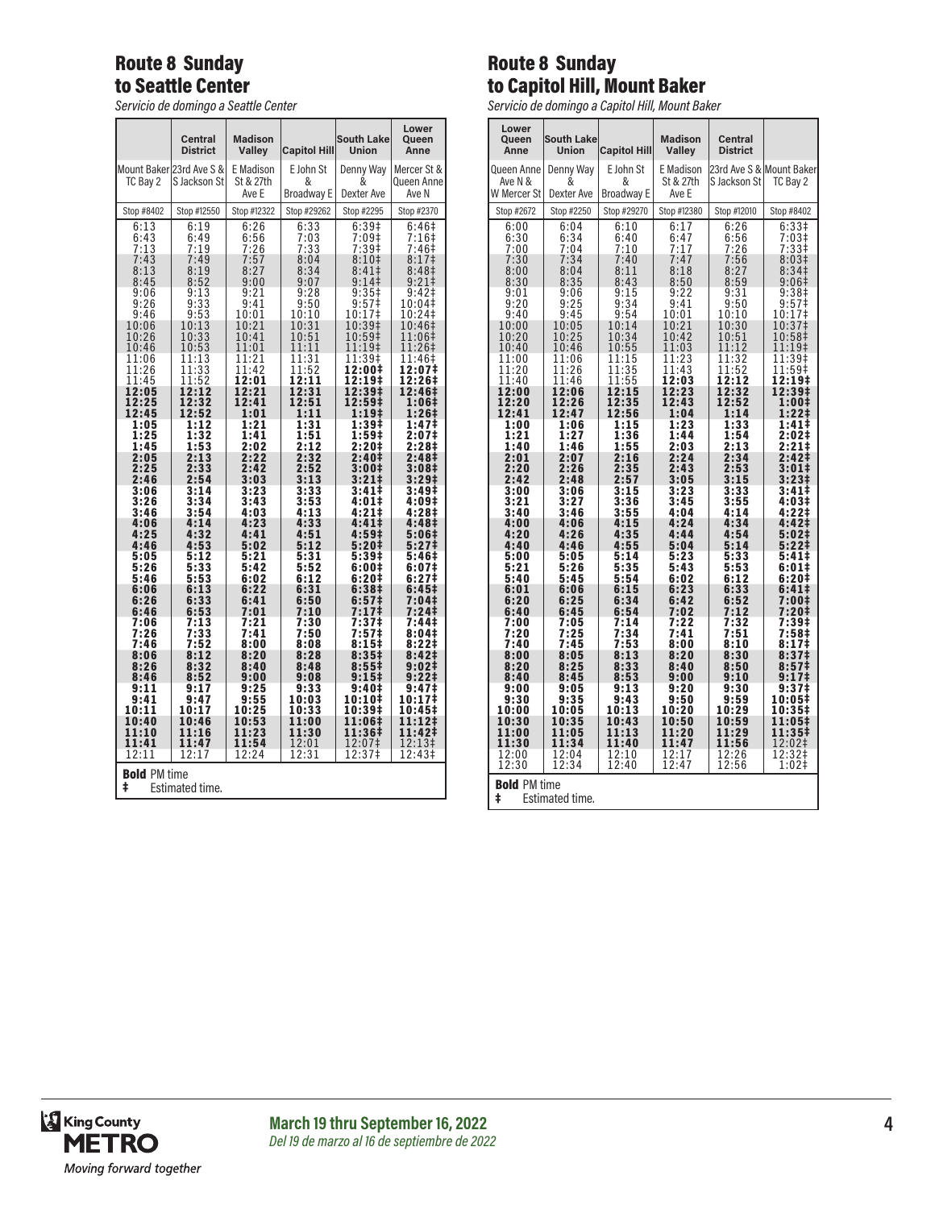## Route 8 Sunday to Seattle Center

*Servicio de domingo a Seattle Center*

| | Central District | Madison Valley | Capitol Hill | South Lake Union | Lower Queen Anne |
|---|---|---|---|---|---|
| Mount Baker TC Bay 2 | 23rd Ave S & S Jackson St | E Madison St & 27th Ave E | E John St & Broadway E | Denny Way & Dexter Ave | Mercer St & Queen Anne Ave N |
| Stop #8402 | Stop #12550 | Stop #12322 | Stop #29262 | Stop #2295 | Stop #2370 |
| 6:13 | 6:19 | 6:26 | 6:33 | 6:39‡ | 6:46‡ |
| 6:43 | 6:49 | 6:56 | 7:03 | 7:09‡ | 7:16‡ |
| 7:13 | 7:19 | 7:26 | 7:33 | 7:39‡ | 7:46‡ |
| 7:43 | 7:49 | 7:57 | 8:04 | 8:10‡ | 8:17‡ |
| 8:13 | 8:19 | 8:27 | 8:34 | 8:41‡ | 8:48‡ |
| 8:45 | 8:52 | 9:00 | 9:07 | 9:14‡ | 9:21‡ |
| 9:06 | 9:13 | 9:21 | 9:28 | 9:35‡ | 9:42‡ |
| 9:26 | 9:33 | 9:41 | 9:50 | 9:57‡ | 10:04‡ |
| 9:46 | 9:53 | 10:01 | 10:10 | 10:17‡ | 10:24‡ |
| 10:06 | 10:13 | 10:21 | 10:31 | 10:39‡ | 10:46‡ |
| 10:26 | 10:33 | 10:41 | 10:51 | 10:59‡ | 11:06‡ |
| 10:46 | 10:53 | 11:01 | 11:11 | 11:19‡ | 11:26‡ |
| 11:06 | 11:13 | 11:21 | 11:31 | 11:39‡ | 11:46‡ |
| 11:26 | 11:33 | 11:42 | 11:52 | **12:00‡** | **12:07‡** |
| 11:45 | 11:52 | **12:01** | **12:11** | **12:19‡** | **12:26‡** |
| **12:05** | **12:12** | **12:21** | **12:31** | **12:39‡** | **12:46‡** |
| **12:25** | **12:32** | **12:41** | **12:51** | **12:59‡** | **1:06‡** |
| **12:45** | **12:52** | **1:01** | **1:11** | **1:19‡** | **1:26‡** |
| **1:05** | **1:12** | **1:21** | **1:31** | **1:39‡** | **1:47‡** |
| **1:25** | **1:32** | **1:41** | **1:51** | **1:59‡** | **2:07‡** |
| **1:45** | **1:53** | **2:02** | **2:12** | **2:20‡** | **2:28‡** |
| **2:05** | **2:13** | **2:22** | **2:32** | **2:40‡** | **2:48‡** |
| **2:25** | **2:33** | **2:42** | **2:52** | **3:00‡** | **3:08‡** |
| **2:46** | **2:54** | **3:03** | **3:13** | **3:21‡** | **3:29‡** |
| **3:06** | **3:14** | **3:23** | **3:33** | **3:41‡** | **3:49‡** |
| **3:26** | **3:34** | **3:43** | **3:53** | **4:01‡** | **4:09‡** |
| **3:46** | **3:54** | **4:03** | **4:13** | **4:21‡** | **4:28‡** |
| **4:06** | **4:14** | **4:23** | **4:33** | **4:41‡** | **4:48‡** |
| **4:25** | **4:32** | **4:41** | **4:51** | **4:59‡** | **5:06‡** |
| **4:46** | **4:53** | **5:02** | **5:12** | **5:20‡** | **5:27‡** |
| **5:05** | **5:12** | **5:21** | **5:31** | **5:39‡** | **5:46‡** |
| **5:26** | **5:33** | **5:42** | **5:52** | **6:00‡** | **6:07‡** |
| **5:46** | **5:53** | **6:02** | **6:12** | **6:20‡** | **6:27‡** |
| **6:06** | **6:13** | **6:22** | **6:31** | **6:38‡** | **6:45‡** |
| **6:26** | **6:33** | **6:41** | **6:50** | **6:57‡** | **7:04‡** |
| **6:46** | **6:53** | **7:01** | **7:10** | **7:17‡** | **7:24‡** |
| **7:06** | **7:13** | **7:21** | **7:30** | **7:37‡** | **7:44‡** |
| **7:26** | **7:33** | **7:41** | **7:50** | **7:57‡** | **8:04‡** |
| **7:46** | **7:52** | **8:00** | **8:08** | **8:15‡** | **8:22‡** |
| **8:06** | **8:12** | **8:20** | **8:28** | **8:35‡** | **8:42‡** |
| **8:26** | **8:32** | **8:40** | **8:48** | **8:55‡** | **9:02‡** |
| **8:46** | **8:52** | **9:00** | **9:08** | **9:15‡** | **9:22‡** |
| **9:11** | **9:17** | **9:25** | **9:33** | **9:40‡** | **9:47‡** |
| **9:41** | **9:47** | **9:55** | **10:03** | **10:10‡** | **10:17‡** |
| **10:11** | **10:17** | **10:25** | **10:33** | **10:39‡** | **10:45‡** |
| **10:40** | **10:46** | **10:53** | **11:00** | **11:06‡** | **11:12‡** |
| **11:10** | **11:16** | **11:23** | **11:30** | **11:36‡** | **11:42‡** |
| **11:41** | **11:47** | **11:54** | 12:01 | 12:07‡ | 12:13‡ |
| 12:11 | 12:17 | 12:24 | 12:31 | 12:37‡ | 12:43‡ |

**Bold** PM time
‡ Estimated time.

## Route 8 Sunday to Capitol Hill, Mount Baker

*Servicio de domingo a Capitol Hill, Mount Baker*

| Lower Queen Anne | South Lake Union | Capitol Hill | Madison Valley | Central District | |
|---|---|---|---|---|---|
| Queen Anne Ave N & W Mercer St | Denny Way & Dexter Ave | E John St & Broadway E | E Madison St & 27th Ave E | 23rd Ave S & S Jackson St | Mount Baker TC Bay 2 |
| Stop #2672 | Stop #2250 | Stop #29270 | Stop #12380 | Stop #12010 | Stop #8402 |
| 6:00 | 6:04 | 6:10 | 6:17 | 6:26 | 6:33‡ |
| 6:30 | 6:34 | 6:40 | 6:47 | 6:56 | 7:03‡ |
| 7:00 | 7:04 | 7:10 | 7:17 | 7:26 | 7:33‡ |
| 7:30 | 7:34 | 7:40 | 7:47 | 7:56 | 8:03‡ |
| 8:00 | 8:04 | 8:11 | 8:18 | 8:27 | 8:34‡ |
| 8:30 | 8:35 | 8:43 | 8:50 | 8:59 | 9:06‡ |
| 9:01 | 9:06 | 9:15 | 9:22 | 9:31 | 9:38‡ |
| 9:20 | 9:25 | 9:34 | 9:41 | 9:50 | 9:57‡ |
| 9:40 | 9:45 | 9:54 | 10:01 | 10:10 | 10:17‡ |
| 10:00 | 10:05 | 10:14 | 10:21 | 10:30 | 10:37‡ |
| 10:20 | 10:25 | 10:34 | 10:42 | 10:51 | 10:58‡ |
| 10:40 | 10:46 | 10:55 | 11:03 | 11:12 | 11:19‡ |
| 11:00 | 11:06 | 11:15 | 11:23 | 11:32 | 11:39‡ |
| 11:20 | 11:26 | 11:35 | 11:43 | 11:52 | 11:59‡ |
| 11:40 | 11:46 | 11:55 | **12:03** | **12:12** | **12:19‡** |
| **12:00** | **12:06** | **12:15** | **12:23** | **12:32** | **12:39‡** |
| **12:20** | **12:26** | **12:35** | **12:43** | **12:52** | **1:00‡** |
| **12:41** | **12:47** | **12:56** | **1:04** | **1:14** | **1:22‡** |
| **1:00** | **1:06** | **1:15** | **1:23** | **1:33** | **1:41‡** |
| **1:21** | **1:27** | **1:36** | **1:44** | **1:54** | **2:02‡** |
| **1:40** | **1:46** | **1:55** | **2:03** | **2:13** | **2:21‡** |
| **2:01** | **2:07** | **2:16** | **2:24** | **2:34** | **2:42‡** |
| **2:20** | **2:26** | **2:35** | **2:43** | **2:53** | **3:01‡** |
| **2:42** | **2:48** | **2:57** | **3:05** | **3:15** | **3:23‡** |
| **3:00** | **3:06** | **3:15** | **3:23** | **3:33** | **3:41‡** |
| **3:21** | **3:27** | **3:36** | **3:45** | **3:55** | **4:03‡** |
| **3:40** | **3:46** | **3:55** | **4:04** | **4:14** | **4:22‡** |
| **4:00** | **4:06** | **4:15** | **4:24** | **4:34** | **4:42‡** |
| **4:20** | **4:26** | **4:35** | **4:44** | **4:54** | **5:02‡** |
| **4:40** | **4:46** | **4:55** | **5:04** | **5:14** | **5:22‡** |
| **5:00** | **5:05** | **5:14** | **5:23** | **5:33** | **5:41‡** |
| **5:21** | **5:26** | **5:35** | **5:43** | **5:53** | **6:01‡** |
| **5:40** | **5:45** | **5:54** | **6:02** | **6:12** | **6:20‡** |
| **6:01** | **6:06** | **6:15** | **6:23** | **6:33** | **6:41‡** |
| **6:20** | **6:25** | **6:34** | **6:42** | **6:52** | **7:00‡** |
| **6:40** | **6:45** | **6:54** | **7:02** | **7:12** | **7:20‡** |
| **7:00** | **7:05** | **7:14** | **7:22** | **7:32** | **7:39‡** |
| **7:20** | **7:25** | **7:34** | **7:41** | **7:51** | **7:58‡** |
| **7:40** | **7:45** | **7:53** | **8:00** | **8:10** | **8:17‡** |
| **8:00** | **8:05** | **8:13** | **8:20** | **8:30** | **8:37‡** |
| **8:20** | **8:25** | **8:33** | **8:40** | **8:50** | **8:57‡** |
| **8:40** | **8:45** | **8:53** | **9:00** | **9:10** | **9:17‡** |
| **9:00** | **9:05** | **9:13** | **9:20** | **9:30** | **9:37‡** |
| **9:30** | **9:35** | **9:43** | **9:50** | **9:59** | **10:05‡** |
| **10:00** | **10:05** | **10:13** | **10:20** | **10:29** | **10:35‡** |
| **10:30** | **10:35** | **10:43** | **10:50** | **10:59** | **11:05‡** |
| **11:00** | **11:05** | **11:13** | **11:20** | **11:29** | **11:35‡** |
| **11:30** | **11:34** | **11:40** | **11:47** | **11:56** | 12:02‡ |
| 12:00 | 12:04 | 12:10 | 12:17 | 12:26 | 12:32‡ |
| 12:30 | 12:34 | 12:40 | 12:47 | 12:56 | 1:02‡ |

**Bold** PM time
‡ Estimated time.

King County METRO
*Moving forward together*

**March 19 thru September 16, 2022**
*Del 19 de marzo al 16 de septiembre de 2022*